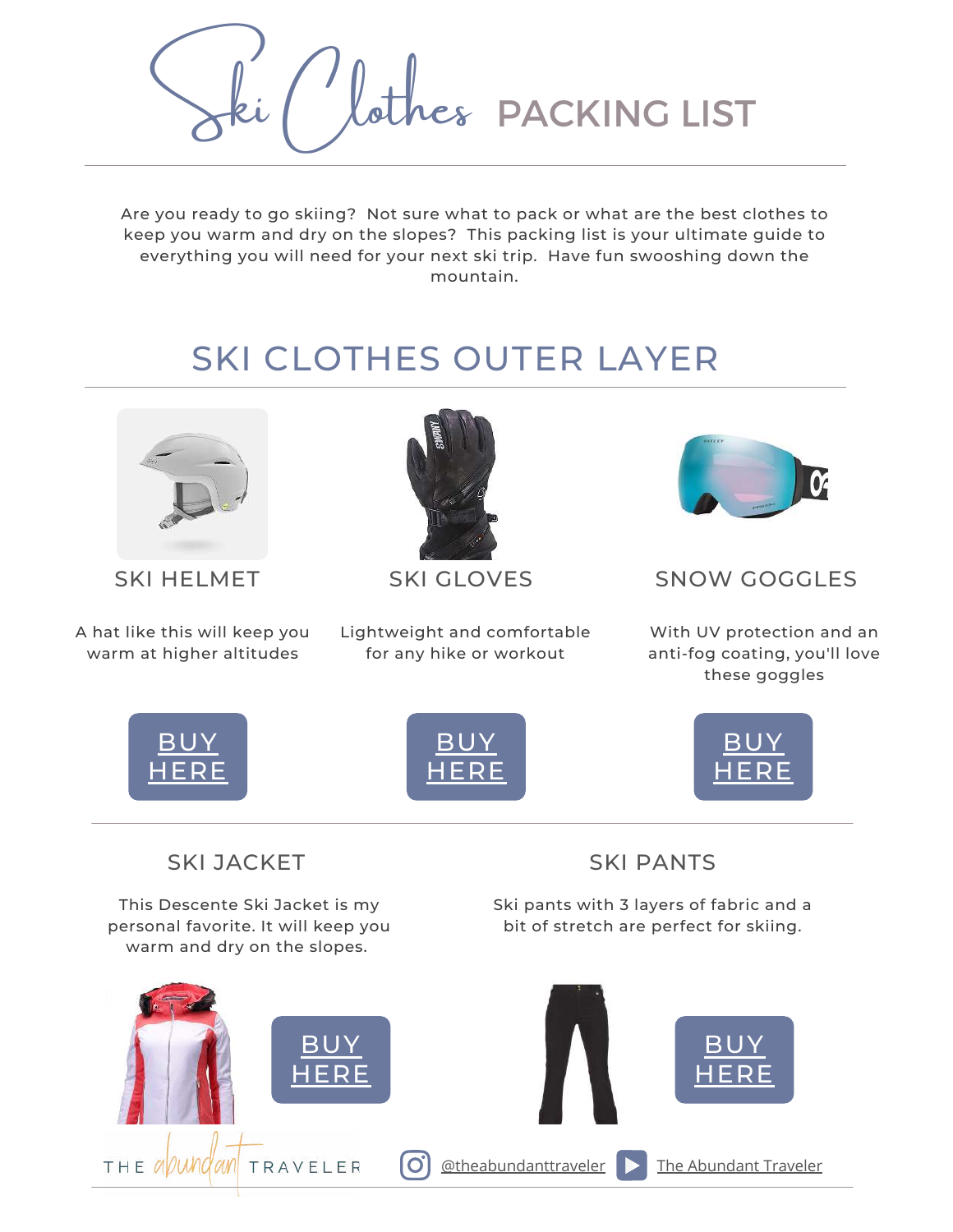# Ski Clothes PACKING LIST

Are you ready to go skiing? Not sure what to pack or what are the best clothes to keep you warm and dry on the slopes? This packing list is your ultimate guide to everything you will need for your next ski trip. Have fun swooshing down the mountain.

## SKI CLOTHES OUTER LAYER

### SKI HELMET

A hat like this will keep you warm at higher altitudes

BUY HERE

### SKI GLOVES

Lightweight and comfortable for any hike or workout

BUY HERE

### SNOW GOGGLES

With UV protection and an anti-fog coating, you'll love these goggles

BUY HERE

### SKI JACKET

This Descente Ski Jacket is my personal favorite. It will keep you warm and dry on the slopes.

BUY HERE

### SKI PANTS

Ski pants with 3 layers of fabric and a bit of stretch are perfect for skiing.

BUY HERE

THE abundant TRAVELER @theabundanttraveler The Abundant Traveler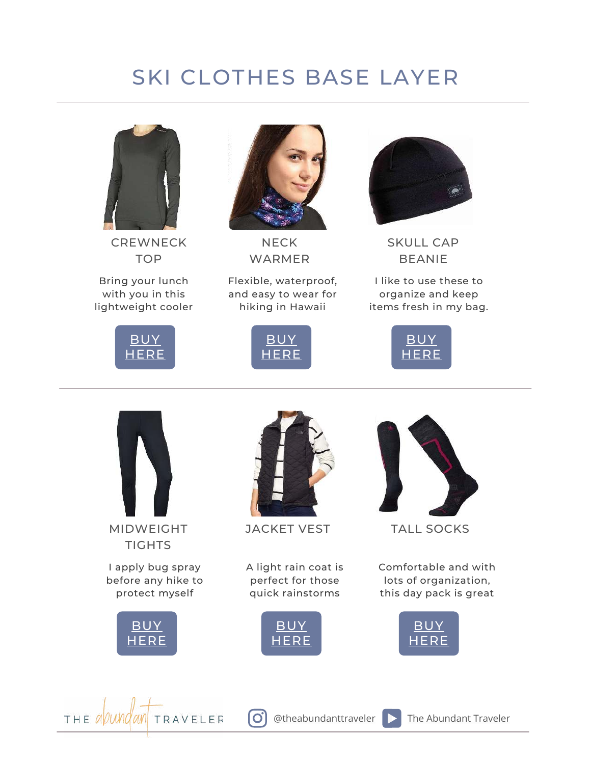# SKI CLOTHES BASE LAYER

### CREWNECK TOP

Bring your lunch with you in this lightweight cooler

BUY HERE

### NECK WARMER

Flexible, waterproof, and easy to wear for hiking in Hawaii

BUY HERE

### SKULL CAP BEANIE

I like to use these to organize and keep items fresh in my bag.

BUY HERE

### MIDWEIGHT TIGHTS

I apply bug spray before any hike to protect myself

BUY HERE

### JACKET VEST

A light rain coat is perfect for those quick rainstorms

BUY HERE

### TALL SOCKS

Comfortable and with lots of organization, this day pack is great

BUY HERE

THE abundant TRAVELER @theabundanttraveler The Abundant Traveler